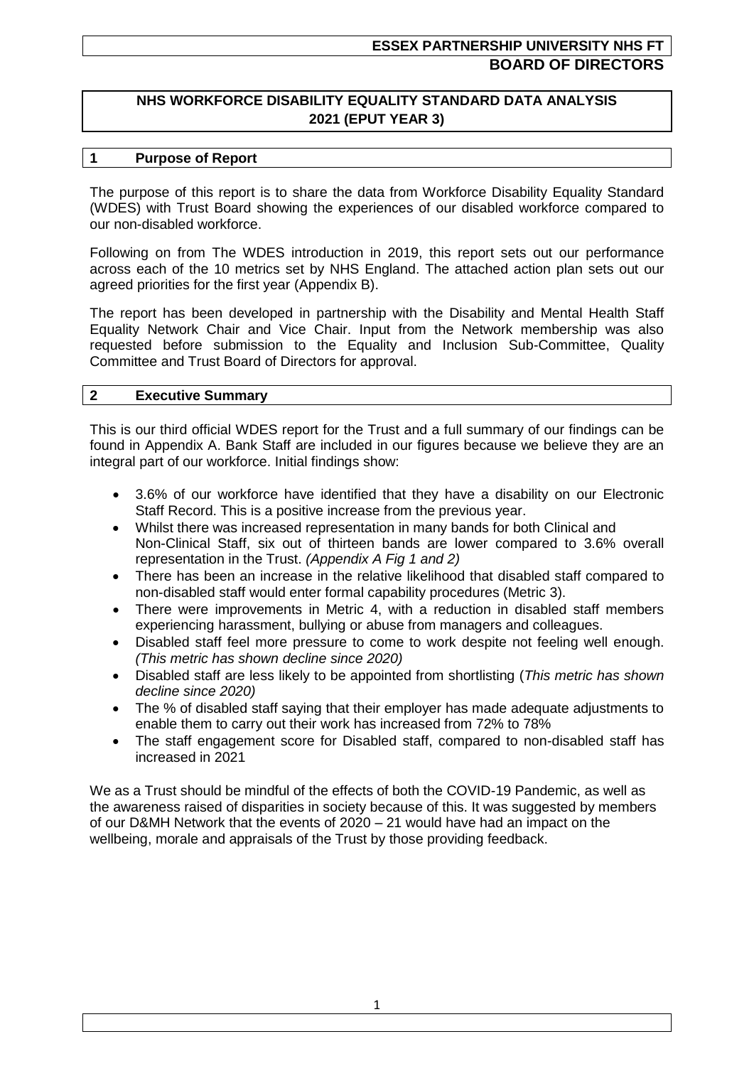**ESSEX PARTNERSHIP UNIVERSITY NHS FT**
**BOARD OF DIRECTORS**

# NHS WORKFORCE DISABILITY EQUALITY STANDARD DATA ANALYSIS 2021 (EPUT YEAR 3)

## 1 Purpose of Report

The purpose of this report is to share the data from Workforce Disability Equality Standard (WDES) with Trust Board showing the experiences of our disabled workforce compared to our non-disabled workforce.

Following on from The WDES introduction in 2019, this report sets out our performance across each of the 10 metrics set by NHS England. The attached action plan sets out our agreed priorities for the first year (Appendix B).

The report has been developed in partnership with the Disability and Mental Health Staff Equality Network Chair and Vice Chair. Input from the Network membership was also requested before submission to the Equality and Inclusion Sub-Committee, Quality Committee and Trust Board of Directors for approval.

## 2 Executive Summary

This is our third official WDES report for the Trust and a full summary of our findings can be found in Appendix A. Bank Staff are included in our figures because we believe they are an integral part of our workforce. Initial findings show:

- 3.6% of our workforce have identified that they have a disability on our Electronic Staff Record. This is a positive increase from the previous year.
- Whilst there was increased representation in many bands for both Clinical and Non-Clinical Staff, six out of thirteen bands are lower compared to 3.6% overall representation in the Trust. *(Appendix A Fig 1 and 2)*
- There has been an increase in the relative likelihood that disabled staff compared to non-disabled staff would enter formal capability procedures (Metric 3).
- There were improvements in Metric 4, with a reduction in disabled staff members experiencing harassment, bullying or abuse from managers and colleagues.
- Disabled staff feel more pressure to come to work despite not feeling well enough. *(This metric has shown decline since 2020)*
- Disabled staff are less likely to be appointed from shortlisting (*This metric has shown decline since 2020)*
- The % of disabled staff saying that their employer has made adequate adjustments to enable them to carry out their work has increased from 72% to 78%
- The staff engagement score for Disabled staff, compared to non-disabled staff has increased in 2021

We as a Trust should be mindful of the effects of both the COVID-19 Pandemic, as well as the awareness raised of disparities in society because of this. It was suggested by members of our D&MH Network that the events of 2020 – 21 would have had an impact on the wellbeing, morale and appraisals of the Trust by those providing feedback.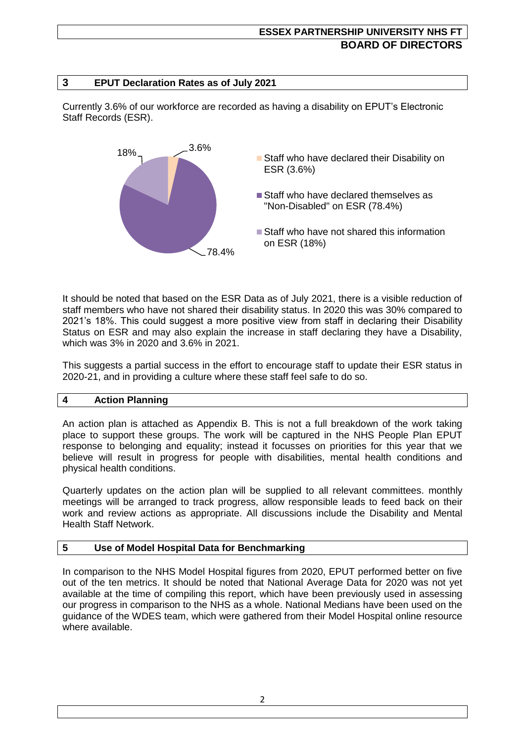## 3 EPUT Declaration Rates as of July 2021

Currently 3.6% of our workforce are recorded as having a disability on EPUT's Electronic Staff Records (ESR).

- Staff who have declared their Disability on ESR (3.6%)
- Staff who have declared themselves as "Non-Disabled" on ESR (78.4%)
- Staff who have not shared this information on ESR (18%)

It should be noted that based on the ESR Data as of July 2021, there is a visible reduction of staff members who have not shared their disability status. In 2020 this was 30% compared to 2021's 18%. This could suggest a more positive view from staff in declaring their Disability Status on ESR and may also explain the increase in staff declaring they have a Disability, which was 3% in 2020 and 3.6% in 2021.

This suggests a partial success in the effort to encourage staff to update their ESR status in 2020-21, and in providing a culture where these staff feel safe to do so.

## 4 Action Planning

An action plan is attached as Appendix B. This is not a full breakdown of the work taking place to support these groups. The work will be captured in the NHS People Plan EPUT response to belonging and equality; instead it focusses on priorities for this year that we believe will result in progress for people with disabilities, mental health conditions and physical health conditions.

Quarterly updates on the action plan will be supplied to all relevant committees. monthly meetings will be arranged to track progress, allow responsible leads to feed back on their work and review actions as appropriate. All discussions include the Disability and Mental Health Staff Network.

## 5 Use of Model Hospital Data for Benchmarking

In comparison to the NHS Model Hospital figures from 2020, EPUT performed better on five out of the ten metrics. It should be noted that National Average Data for 2020 was not yet available at the time of compiling this report, which have been previously used in assessing our progress in comparison to the NHS as a whole. National Medians have been used on the guidance of the WDES team, which were gathered from their Model Hospital online resource where available.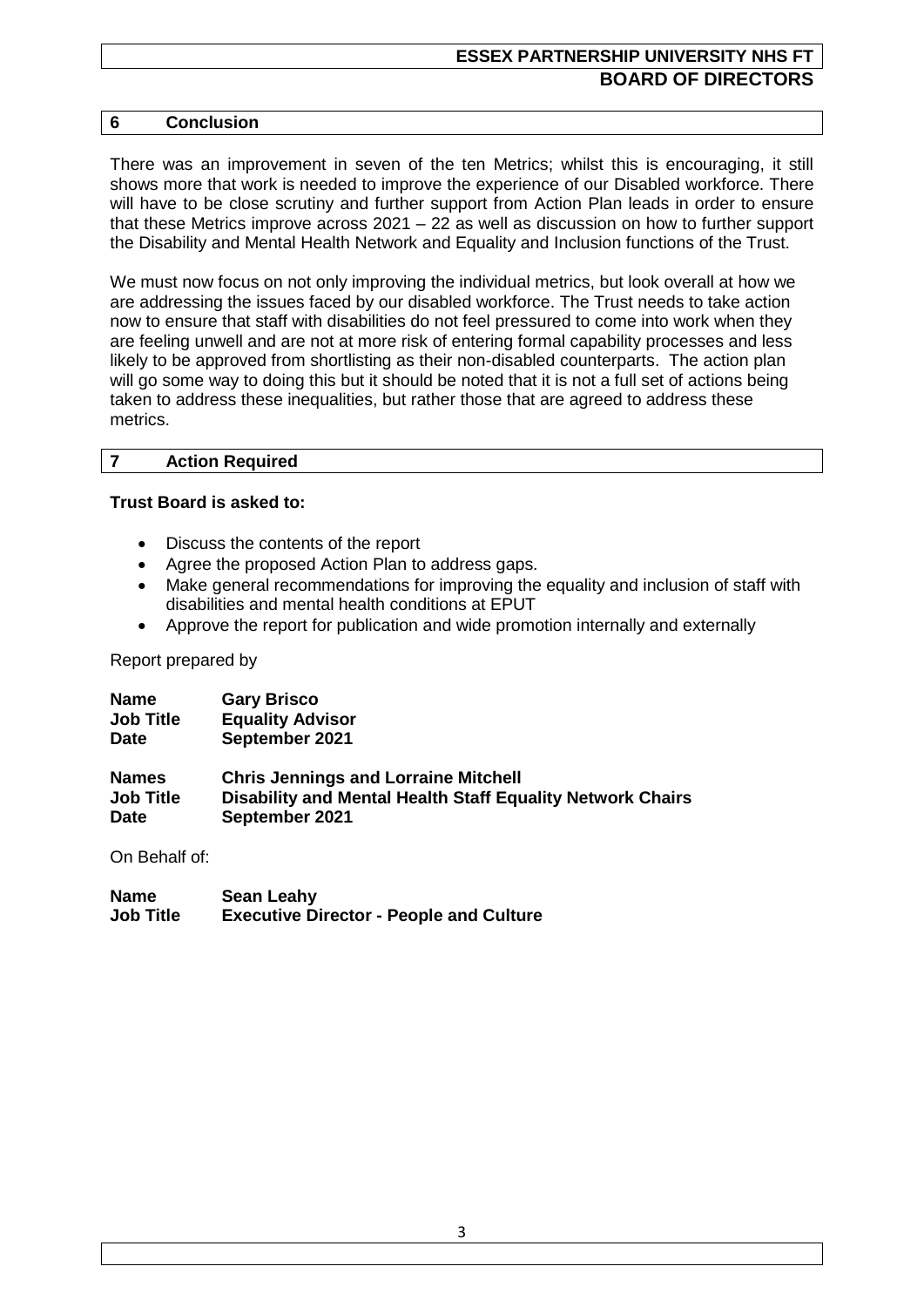## 6 Conclusion

There was an improvement in seven of the ten Metrics; whilst this is encouraging, it still shows more that work is needed to improve the experience of our Disabled workforce. There will have to be close scrutiny and further support from Action Plan leads in order to ensure that these Metrics improve across 2021 – 22 as well as discussion on how to further support the Disability and Mental Health Network and Equality and Inclusion functions of the Trust.

We must now focus on not only improving the individual metrics, but look overall at how we are addressing the issues faced by our disabled workforce. The Trust needs to take action now to ensure that staff with disabilities do not feel pressured to come into work when they are feeling unwell and are not at more risk of entering formal capability processes and less likely to be approved from shortlisting as their non-disabled counterparts. The action plan will go some way to doing this but it should be noted that it is not a full set of actions being taken to address these inequalities, but rather those that are agreed to address these metrics.

## 7 Action Required

**Trust Board is asked to:**

- Discuss the contents of the report
- Agree the proposed Action Plan to address gaps.
- Make general recommendations for improving the equality and inclusion of staff with disabilities and mental health conditions at EPUT
- Approve the report for publication and wide promotion internally and externally

Report prepared by

**Name** **Gary Brisco**
**Job Title** **Equality Advisor**
**Date** **September 2021**

**Names** **Chris Jennings and Lorraine Mitchell**
**Job Title** **Disability and Mental Health Staff Equality Network Chairs**
**Date** **September 2021**

On Behalf of:

**Name** **Sean Leahy**
**Job Title** **Executive Director - People and Culture**